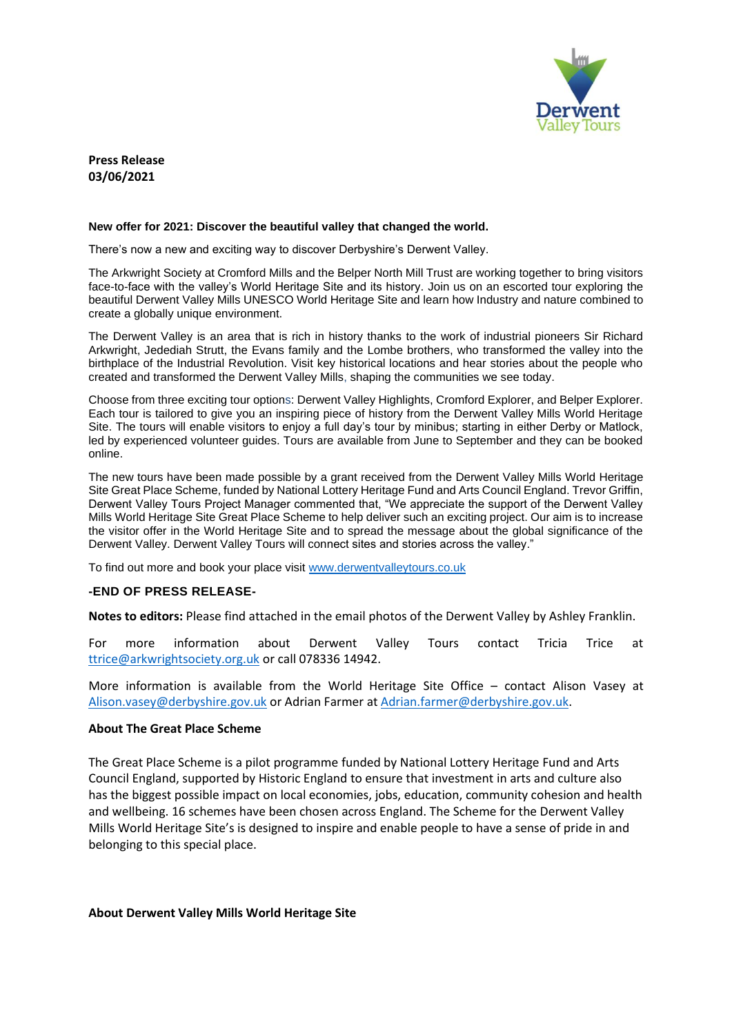**Press Release**
**03/06/2021**

**New offer for 2021: Discover the beautiful valley that changed the world.**

There's now a new and exciting way to discover Derbyshire's Derwent Valley.

The Arkwright Society at Cromford Mills and the Belper North Mill Trust are working together to bring visitors face-to-face with the valley's World Heritage Site and its history. Join us on an escorted tour exploring the beautiful Derwent Valley Mills UNESCO World Heritage Site and learn how Industry and nature combined to create a globally unique environment.

The Derwent Valley is an area that is rich in history thanks to the work of industrial pioneers Sir Richard Arkwright, Jedediah Strutt, the Evans family and the Lombe brothers, who transformed the valley into the birthplace of the Industrial Revolution. Visit key historical locations and hear stories about the people who created and transformed the Derwent Valley Mills, shaping the communities we see today.

Choose from three exciting tour options: Derwent Valley Highlights, Cromford Explorer, and Belper Explorer. Each tour is tailored to give you an inspiring piece of history from the Derwent Valley Mills World Heritage Site. The tours will enable visitors to enjoy a full day's tour by minibus; starting in either Derby or Matlock, led by experienced volunteer guides. Tours are available from June to September and they can be booked online.

The new tours have been made possible by a grant received from the Derwent Valley Mills World Heritage Site Great Place Scheme, funded by National Lottery Heritage Fund and Arts Council England. Trevor Griffin, Derwent Valley Tours Project Manager commented that, "We appreciate the support of the Derwent Valley Mills World Heritage Site Great Place Scheme to help deliver such an exciting project. Our aim is to increase the visitor offer in the World Heritage Site and to spread the message about the global significance of the Derwent Valley. Derwent Valley Tours will connect sites and stories across the valley."

To find out more and book your place visit www.derwentvalleytours.co.uk

**-END OF PRESS RELEASE-**

**Notes to editors:** Please find attached in the email photos of the Derwent Valley by Ashley Franklin.

For more information about Derwent Valley Tours contact Tricia Trice at ttrice@arkwrightsociety.org.uk or call 078336 14942.

More information is available from the World Heritage Site Office – contact Alison Vasey at Alison.vasey@derbyshire.gov.uk or Adrian Farmer at Adrian.farmer@derbyshire.gov.uk.

**About The Great Place Scheme**

The Great Place Scheme is a pilot programme funded by National Lottery Heritage Fund and Arts Council England, supported by Historic England to ensure that investment in arts and culture also has the biggest possible impact on local economies, jobs, education, community cohesion and health and wellbeing. 16 schemes have been chosen across England. The Scheme for the Derwent Valley Mills World Heritage Site's is designed to inspire and enable people to have a sense of pride in and belonging to this special place.

**About Derwent Valley Mills World Heritage Site**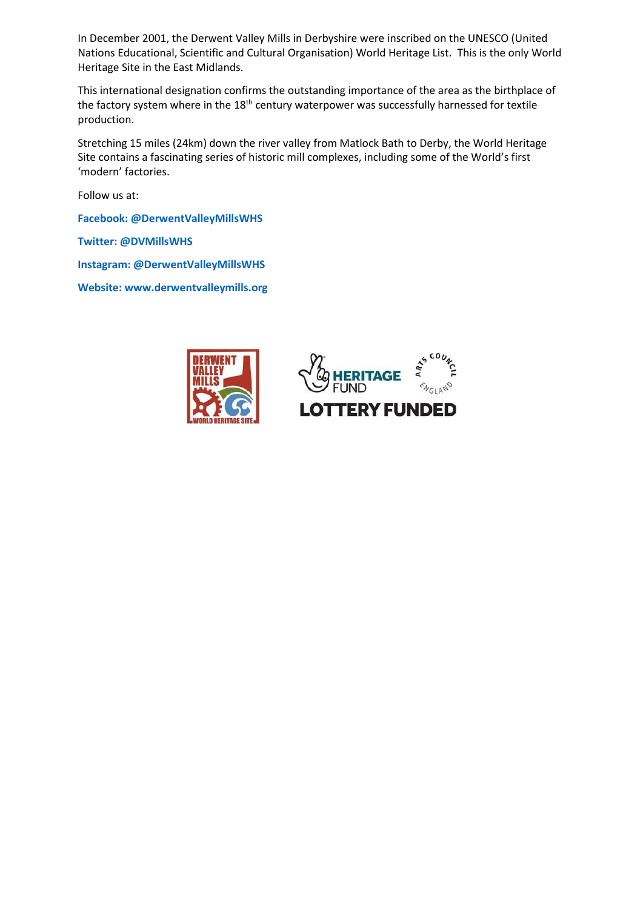In December 2001, the Derwent Valley Mills in Derbyshire were inscribed on the UNESCO (United Nations Educational, Scientific and Cultural Organisation) World Heritage List. This is the only World Heritage Site in the East Midlands.

This international designation confirms the outstanding importance of the area as the birthplace of the factory system where in the 18th century waterpower was successfully harnessed for textile production.

Stretching 15 miles (24km) down the river valley from Matlock Bath to Derby, the World Heritage Site contains a fascinating series of historic mill complexes, including some of the World's first 'modern' factories.

Follow us at:

**Facebook: @DerwentValleyMillsWHS**

**Twitter: @DVMillsWHS**

**Instagram: @DerwentValleyMillsWHS**

**Website: www.derwentvalleymills.org**